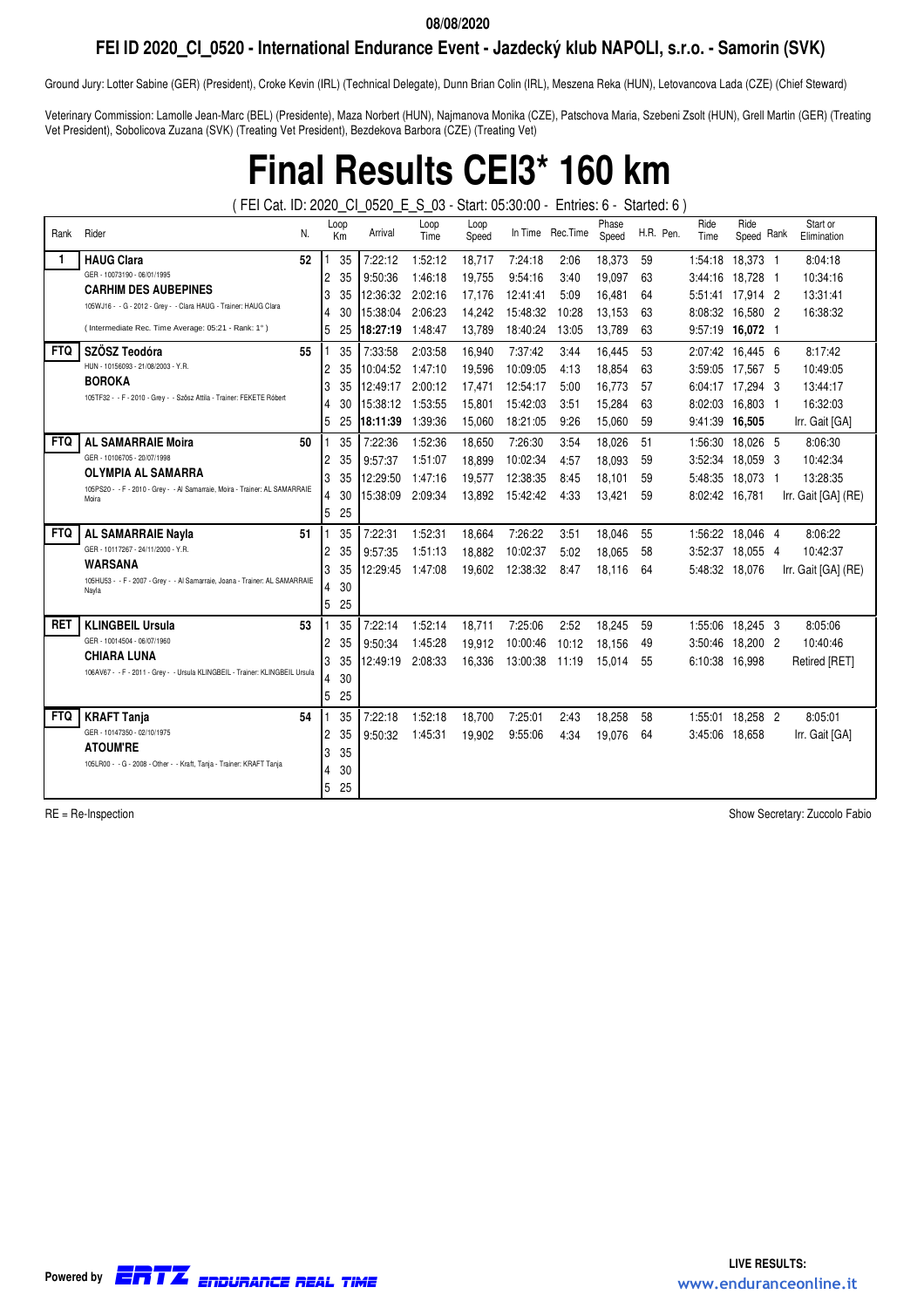08/08/2020

## FEI ID 2020_CI_0520 - International Endurance Event - Jazdecký klub NAPOLI, s.r.o. - Samorin (SVK)

Ground Jury: Lotter Sabine (GER) (President), Croke Kevin (IRL) (Technical Delegate), Dunn Brian Colin (IRL), Meszena Reka (HUN), Letovancova Lada (CZE) (Chief Steward)

Veterinary Commission: Lamolle Jean-Marc (BEL) (Presidente), Maza Norbert (HUN), Najmanova Monika (CZE), Patschova Maria, Szebeni Zsolt (HUN), Grell Martin (GER) (Treating Vet President), Sobolicova Zuzana (SVK) (Treating Vet President), Bezdekova Barbora (CZE) (Treating Vet)

# Final Results CEI3* 160 km

( FEI Cat. ID: 2020_CI_0520_E_S_03 - Start: 05:30:00 - Entries: 6 - Started: 6 )

| Rank | Rider | N. | Loop | Km | Arrival | Loop Time | Loop Speed | In Time | Rec.Time | Phase Speed | H.R. | Pen. | Ride Time | Ride Speed | Rank | Start or Elimination |
|---|---|---|---|---|---|---|---|---|---|---|---|---|---|---|---|---|
| 1 | **HAUG Clara** | 52 | 1 | 35 | 7:22:12 | 1:52:12 | 18,717 | 7:24:18 | 2:06 | 18,373 | 59 | | 1:54:18 | 18,373 | 1 | 8:04:18 |
| | GER - 10073190 - 06/01/1995 | | 2 | 35 | 9:50:36 | 1:46:18 | 19,755 | 9:54:16 | 3:40 | 19,097 | 63 | | 3:44:16 | 18,728 | 1 | 10:34:16 |
| | **CARHIM DES AUBEPINES** | | 3 | 35 | 12:36:32 | 2:02:16 | 17,176 | 12:41:41 | 5:09 | 16,481 | 64 | | 5:51:41 | 17,914 | 2 | 13:31:41 |
| | 105WJ16 - - G - 2012 - Grey - - Clara HAUG - Trainer: HAUG Clara | | 4 | 30 | 15:38:04 | 2:06:23 | 14,242 | 15:48:32 | 10:28 | 13,153 | 63 | | 8:08:32 | 16,580 | 2 | 16:38:32 |
| | ( Intermediate Rec. Time Average: 05:21 - Rank: 1° ) | | 5 | 25 | **18:27:19** | 1:48:47 | 13,789 | 18:40:24 | 13:05 | 13,789 | 63 | | 9:57:19 | **16,072** | 1 | |
| FTQ | **SZÖSZ Teodóra** | 55 | 1 | 35 | 7:33:58 | 2:03:58 | 16,940 | 7:37:42 | 3:44 | 16,445 | 53 | | 2:07:42 | 16,445 | 6 | 8:17:42 |
| | HUN - 10156093 - 21/08/2003 - Y.R. | | 2 | 35 | 10:04:52 | 1:47:10 | 19,596 | 10:09:05 | 4:13 | 18,854 | 63 | | 3:59:05 | 17,567 | 5 | 10:49:05 |
| | **BOROKA** | | 3 | 35 | 12:49:17 | 2:00:12 | 17,471 | 12:54:17 | 5:00 | 16,773 | 57 | | 6:04:17 | 17,294 | 3 | 13:44:17 |
| | 105TF32 - - F - 2010 - Grey - - Szösz Attila - Trainer: FEKETE Róbert | | 4 | 30 | 15:38:12 | 1:53:55 | 15,801 | 15:42:03 | 3:51 | 15,284 | 63 | | 8:02:03 | 16,803 | 1 | 16:32:03 |
| | | | 5 | 25 | **18:11:39** | 1:39:36 | 15,060 | 18:21:05 | 9:26 | 15,060 | 59 | | 9:41:39 | **16,505** | | Irr. Gait [GA] |
| FTQ | **AL SAMARRAIE Moira** | 50 | 1 | 35 | 7:22:36 | 1:52:36 | 18,650 | 7:26:30 | 3:54 | 18,026 | 51 | | 1:56:30 | 18,026 | 5 | 8:06:30 |
| | GER - 10106705 - 20/07/1998 | | 2 | 35 | 9:57:37 | 1:51:07 | 18,899 | 10:02:34 | 4:57 | 18,093 | 59 | | 3:52:34 | 18,059 | 3 | 10:42:34 |
| | **OLYMPIA AL SAMARRA** | | 3 | 35 | 12:29:50 | 1:47:16 | 19,577 | 12:38:35 | 8:45 | 18,101 | 59 | | 5:48:35 | 18,073 | 1 | 13:28:35 |
| | 105PS20 - - F - 2010 - Grey - - Al Samarraie, Moira - Trainer: AL SAMARRAIE Moira | | 4 | 30 | 15:38:09 | 2:09:34 | 13,892 | 15:42:42 | 4:33 | 13,421 | 59 | | 8:02:42 | 16,781 | | Irr. Gait [GA] (RE) |
| | | | 5 | 25 | | | | | | | | | | | | |
| FTQ | **AL SAMARRAIE Nayla** | 51 | 1 | 35 | 7:22:31 | 1:52:31 | 18,664 | 7:26:22 | 3:51 | 18,046 | 55 | | 1:56:22 | 18,046 | 4 | 8:06:22 |
| | GER - 10117267 - 24/11/2000 - Y.R. | | 2 | 35 | 9:57:35 | 1:51:13 | 18,882 | 10:02:37 | 5:02 | 18,065 | 58 | | 3:52:37 | 18,055 | 4 | 10:42:37 |
| | **WARSANA** | | 3 | 35 | 12:29:45 | 1:47:08 | 19,602 | 12:38:32 | 8:47 | 18,116 | 64 | | 5:48:32 | 18,076 | | Irr. Gait [GA] (RE) |
| | 105HU53 - - F - 2007 - Grey - - Al Samarraie, Joana - Trainer: AL SAMARRAIE Nayla | | 4 | 30 | | | | | | | | | | | | |
| | | | 5 | 25 | | | | | | | | | | | | |
| RET | **KLINGBEIL Ursula** | 53 | 1 | 35 | 7:22:14 | 1:52:14 | 18,711 | 7:25:06 | 2:52 | 18,245 | 59 | | 1:55:06 | 18,245 | 3 | 8:05:06 |
| | GER - 10014504 - 06/07/1960 | | 2 | 35 | 9:50:34 | 1:45:28 | 19,912 | 10:00:46 | 10:12 | 18,156 | 49 | | 3:50:46 | 18,200 | 2 | 10:40:46 |
| | **CHIARA LUNA** | | 3 | 35 | 12:49:19 | 2:08:33 | 16,336 | 13:00:38 | 11:19 | 15,014 | 55 | | 6:10:38 | 16,998 | | Retired [RET] |
| | 106AV67 - - F - 2011 - Grey - - Ursula KLINGBEIL - Trainer: KLINGBEIL Ursula | | 4 | 30 | | | | | | | | | | | | |
| | | | 5 | 25 | | | | | | | | | | | | |
| FTQ | **KRAFT Tanja** | 54 | 1 | 35 | 7:22:18 | 1:52:18 | 18,700 | 7:25:01 | 2:43 | 18,258 | 58 | | 1:55:01 | 18,258 | 2 | 8:05:01 |
| | GER - 10147350 - 02/10/1975 | | 2 | 35 | 9:50:32 | 1:45:31 | 19,902 | 9:55:06 | 4:34 | 19,076 | 64 | | 3:45:06 | 18,658 | | Irr. Gait [GA] |
| | **ATOUM'RE** | | 3 | 35 | | | | | | | | | | | | |
| | 105LR00 - - G - 2008 - Other - - Kraft, Tanja - Trainer: KRAFT Tanja | | 4 | 30 | | | | | | | | | | | | |
| | | | 5 | 25 | | | | | | | | | | | | |

RE = Re-Inspection

Show Secretary: Zuccolo Fabio

Powered by ERTZ ENDURANCE REAL TIME

LIVE RESULTS: www.enduranceonline.it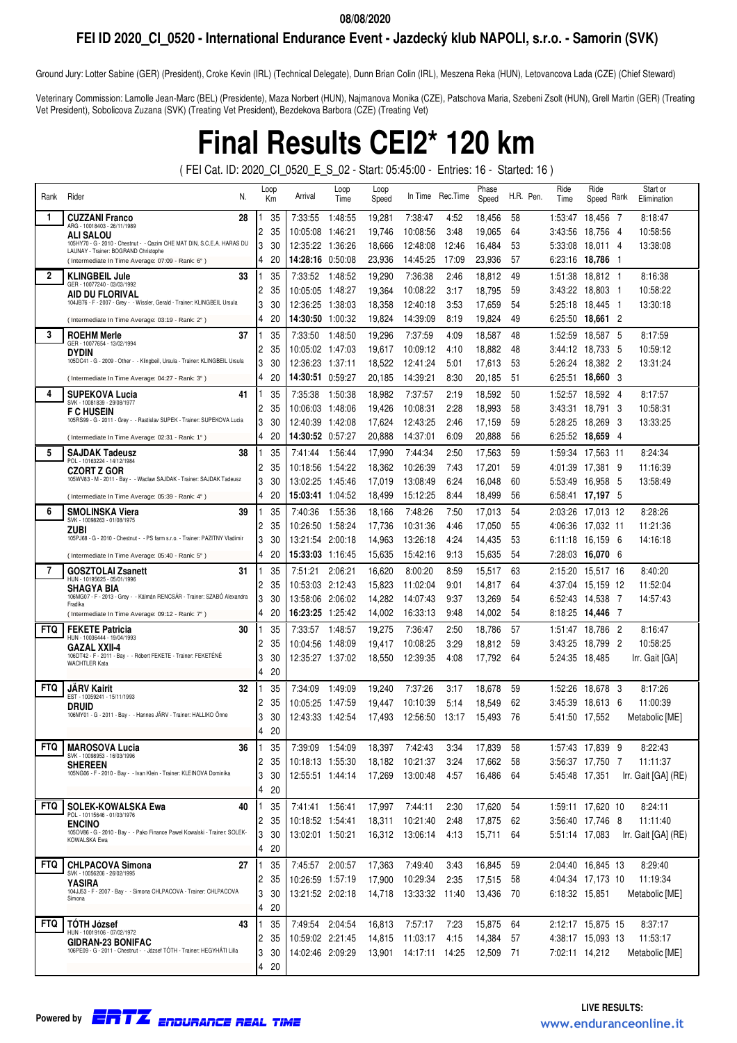08/08/2020

## FEI ID 2020_CI_0520 - International Endurance Event - Jazdecký klub NAPOLI, s.r.o. - Samorin (SVK)

Ground Jury: Lotter Sabine (GER) (President), Croke Kevin (IRL) (Technical Delegate), Dunn Brian Colin (IRL), Meszena Reka (HUN), Letovancova Lada (CZE) (Chief Steward)

Veterinary Commission: Lamolle Jean-Marc (BEL) (Presidente), Maza Norbert (HUN), Najmanova Monika (CZE), Patschova Maria, Szebeni Zsolt (HUN), Grell Martin (GER) (Treating Vet President), Sobolicova Zuzana (SVK) (Treating Vet President), Bezdekova Barbora (CZE) (Treating Vet)

# Final Results CEI2* 120 km

( FEI Cat. ID: 2020_CI_0520_E_S_02 - Start: 05:45:00 - Entries: 16 - Started: 16 )

| Rank | Rider | N. | Loop | Km | Arrival | Loop Time | Loop Speed | In Time | Rec.Time | Phase Speed | H.R. | Pen. | Ride Time | Ride Speed | Rank | Start or Elimination |
|---|---|---|---|---|---|---|---|---|---|---|---|---|---|---|---|---|
| 1 | **CUZZANI Franco** ARG - 10018403 - 26/11/1989 **ALI SALOU** 105HY70 - G - 2010 - Chestnut - - Qazim CHE MAT DIN, S.C.E.A. HARAS DU LAUNAY - Trainer: BOGRAND Christophe (Intermediate In Time Average: 07:09 - Rank: 6°) | 28 | 1 | 35 | 7:33:55 | 1:48:55 | 19,281 | 7:38:47 | 4:52 | 18,456 | 58 | | 1:53:47 | 18,456 | 7 | 8:18:47 |
| | | | 2 | 35 | 10:05:08 | 1:46:21 | 19,746 | 10:08:56 | 3:48 | 19,065 | 64 | | 3:43:56 | 18,756 | 4 | 10:58:56 |
| | | | 3 | 30 | 12:35:22 | 1:36:26 | 18,666 | 12:48:08 | 12:46 | 16,484 | 53 | | 5:33:08 | 18,011 | 4 | 13:38:08 |
| | | | 4 | 20 | **14:28:16** | 0:50:08 | 23,936 | 14:45:25 | 17:09 | 23,936 | 57 | | 6:23:16 | **18,786** | 1 | |
| 2 | **KLINGBEIL Jule** GER - 10077240 - 03/03/1992 **AID DU FLORIVAL** 104JB76 - F - 2007 - Grey - - Wissler, Gerald - Trainer: KLINGBEIL Ursula (Intermediate In Time Average: 03:19 - Rank: 2°) | 33 | 1 | 35 | 7:33:52 | 1:48:52 | 19,290 | 7:36:38 | 2:46 | 18,812 | 49 | | 1:51:38 | 18,812 | 1 | 8:16:38 |
| | | | 2 | 35 | 10:05:05 | 1:48:27 | 19,364 | 10:08:22 | 3:17 | 18,795 | 59 | | 3:43:22 | 18,803 | 1 | 10:58:22 |
| | | | 3 | 30 | 12:36:25 | 1:38:03 | 18,358 | 12:40:18 | 3:53 | 17,659 | 54 | | 5:25:18 | 18,445 | 1 | 13:30:18 |
| | | | 4 | 20 | **14:30:50** | 1:00:32 | 19,824 | 14:39:09 | 8:19 | 19,824 | 49 | | 6:25:50 | **18,661** | 2 | |
| 3 | **ROEHM Merle** GER - 10077654 - 13/02/1994 **DYDIN** 105DC41 - G - 2009 - Other - - Klingbeil, Ursula - Trainer: KLINGBEIL Ursula (Intermediate In Time Average: 04:27 - Rank: 3°) | 37 | 1 | 35 | 7:33:50 | 1:48:50 | 19,296 | 7:37:59 | 4:09 | 18,587 | 48 | | 1:52:59 | 18,587 | 5 | 8:17:59 |
| | | | 2 | 35 | 10:05:02 | 1:47:03 | 19,617 | 10:09:12 | 4:10 | 18,882 | 48 | | 3:44:12 | 18,733 | 5 | 10:59:12 |
| | | | 3 | 30 | 12:36:23 | 1:37:11 | 18,522 | 12:41:24 | 5:01 | 17,613 | 53 | | 5:26:24 | 18,382 | 2 | 13:31:24 |
| | | | 4 | 20 | **14:30:51** | 0:59:27 | 20,185 | 14:39:21 | 8:30 | 20,185 | 51 | | 6:25:51 | **18,660** | 3 | |
| 4 | **SUPEKOVA Lucia** SVK - 10081839 - 29/08/1977 **F C HUSEIN** 105RS99 - G - 2011 - Grey - - Rastislav SUPEK - Trainer: SUPEKOVA Lucia (Intermediate In Time Average: 02:31 - Rank: 1°) | 41 | 1 | 35 | 7:35:38 | 1:50:38 | 18,982 | 7:37:57 | 2:19 | 18,592 | 50 | | 1:52:57 | 18,592 | 4 | 8:17:57 |
| | | | 2 | 35 | 10:06:03 | 1:48:06 | 19,426 | 10:08:31 | 2:28 | 18,993 | 58 | | 3:43:31 | 18,791 | 3 | 10:58:31 |
| | | | 3 | 30 | 12:40:39 | 1:42:08 | 17,624 | 12:43:25 | 2:46 | 17,159 | 59 | | 5:28:25 | 18,269 | 3 | 13:33:25 |
| | | | 4 | 20 | **14:30:52** | 0:57:27 | 20,888 | 14:37:01 | 6:09 | 20,888 | 56 | | 6:25:52 | **18,659** | 4 | |
| 5 | **SAJDAK Tadeusz** POL - 10163224 - 14/12/1984 **CZORT Z GOR** 105WV83 - M - 2011 - Bay - - Waclaw SAJDAK - Trainer: SAJDAK Tadeusz (Intermediate In Time Average: 05:39 - Rank: 4°) | 38 | 1 | 35 | 7:41:44 | 1:56:44 | 17,990 | 7:44:34 | 2:50 | 17,563 | 59 | | 1:59:34 | 17,563 | 11 | 8:24:34 |
| | | | 2 | 35 | 10:18:56 | 1:54:22 | 18,362 | 10:26:39 | 7:43 | 17,201 | 59 | | 4:01:39 | 17,381 | 9 | 11:16:39 |
| | | | 3 | 30 | 13:02:25 | 1:45:46 | 17,019 | 13:08:49 | 6:24 | 16,048 | 60 | | 5:53:49 | 16,958 | 5 | 13:58:49 |
| | | | 4 | 20 | **15:03:41** | 1:04:52 | 18,499 | 15:12:25 | 8:44 | 18,499 | 56 | | 6:58:41 | **17,197** | 5 | |
| 6 | **SMOLINSKA Viera** SVK - 10098263 - 01/08/1975 **ZUBI** 105PJ68 - G - 2010 - Chestnut - - PS farm s.r.o. - Trainer: PAZITNY Vladimir (Intermediate In Time Average: 05:40 - Rank: 5°) | 39 | 1 | 35 | 7:40:36 | 1:55:36 | 18,166 | 7:48:26 | 7:50 | 17,013 | 54 | | 2:03:26 | 17,013 | 12 | 8:28:26 |
| | | | 2 | 35 | 10:26:50 | 1:58:24 | 17,736 | 10:31:36 | 4:46 | 17,050 | 55 | | 4:06:36 | 17,032 | 11 | 11:21:36 |
| | | | 3 | 30 | 13:21:54 | 2:00:18 | 14,963 | 13:26:18 | 4:24 | 14,435 | 53 | | 6:11:18 | 16,159 | 6 | 14:16:18 |
| | | | 4 | 20 | **15:33:03** | 1:16:45 | 15,635 | 15:42:16 | 9:13 | 15,635 | 54 | | 7:28:03 | **16,070** | 6 | |
| 7 | **GOSZTOLAI Zsanett** HUN - 10195625 - 05/01/1996 **SHAGYA BIA** 106MG07 - F - 2013 - Grey - - Kálmán RENCSÁR - Trainer: SZABÓ Alexandra Fradika (Intermediate In Time Average: 09:12 - Rank: 7°) | 31 | 1 | 35 | 7:51:21 | 2:06:21 | 16,620 | 8:00:20 | 8:59 | 15,517 | 63 | | 2:15:20 | 15,517 | 16 | 8:40:20 |
| | | | 2 | 35 | 10:53:03 | 2:12:43 | 15,823 | 11:02:04 | 9:01 | 14,817 | 64 | | 4:37:04 | 15,159 | 12 | 11:52:04 |
| | | | 3 | 30 | 13:58:06 | 2:06:02 | 14,282 | 14:07:43 | 9:37 | 13,269 | 54 | | 6:52:43 | 14,538 | 7 | 14:57:43 |
| | | | 4 | 20 | **16:23:25** | 1:25:42 | 14,002 | 16:33:13 | 9:48 | 14,002 | 54 | | 8:18:25 | **14,446** | 7 | |
| FTQ | **FEKETE Patricia** HUN - 10036444 - 19/04/1993 **GAZAL XXII-4** 106DT42 - F - 2011 - Bay - - Róbert FEKETE - Trainer: FEKETÉNÉ WACHTLER Kata | 30 | 1 | 35 | 7:33:57 | 1:48:57 | 19,275 | 7:36:47 | 2:50 | 18,786 | 57 | | 1:51:47 | 18,786 | 2 | 8:16:47 |
| | | | 2 | 35 | 10:04:56 | 1:48:09 | 19,417 | 10:08:25 | 3:29 | 18,812 | 59 | | 3:43:25 | 18,799 | 2 | 10:58:25 |
| | | | 3 | 30 | 12:35:27 | 1:37:02 | 18,550 | 12:39:35 | 4:08 | 17,792 | 64 | | 5:24:35 | 18,485 | | Irr. Gait [GA] |
| | | | 4 | 20 | | | | | | | | | | | | |
| FTQ | **JÄRV Kairit** EST - 10059241 - 15/11/1993 **DRUID** 106MY01 - G - 2011 - Bay - - Hannes JÄRV - Trainer: HALLIKO Õnne | 32 | 1 | 35 | 7:34:09 | 1:49:09 | 19,240 | 7:37:26 | 3:17 | 18,678 | 59 | | 1:52:26 | 18,678 | 3 | 8:17:26 |
| | | | 2 | 35 | 10:05:25 | 1:47:59 | 19,447 | 10:10:39 | 5:14 | 18,549 | 62 | | 3:45:39 | 18,613 | 6 | 11:00:39 |
| | | | 3 | 30 | 12:43:33 | 1:42:54 | 17,493 | 12:56:50 | 13:17 | 15,493 | 76 | | 5:41:50 | 17,552 | | Metabolic [ME] |
| | | | 4 | 20 | | | | | | | | | | | | |
| FTQ | **MAROSOVA Lucia** SVK - 10098953 - 16/03/1996 **SHEREEN** 105NG06 - F - 2010 - Bay - - Ivan Klein - Trainer: KLEINOVA Dominika | 36 | 1 | 35 | 7:39:09 | 1:54:09 | 18,397 | 7:42:43 | 3:34 | 17,839 | 58 | | 1:57:43 | 17,839 | 9 | 8:22:43 |
| | | | 2 | 35 | 10:18:13 | 1:55:30 | 18,182 | 10:21:37 | 3:24 | 17,662 | 58 | | 3:56:37 | 17,750 | 7 | 11:11:37 |
| | | | 3 | 30 | 12:55:51 | 1:44:14 | 17,269 | 13:00:48 | 4:57 | 16,486 | 64 | | 5:45:48 | 17,351 | | Irr. Gait [GA] (RE) |
| | | | 4 | 20 | | | | | | | | | | | | |
| FTQ | **SOLEK-KOWALSKA Ewa** POL - 10115646 - 01/03/1976 **ENCINO** 105OV86 - G - 2010 - Bay - - Pako Finance Pawel Kowalski - Trainer: SOLEK-KOWALSKA Ewa | 40 | 1 | 35 | 7:41:41 | 1:56:41 | 17,997 | 7:44:11 | 2:30 | 17,620 | 54 | | 1:59:11 | 17,620 | 10 | 8:24:11 |
| | | | 2 | 35 | 10:18:52 | 1:54:41 | 18,311 | 10:21:40 | 2:48 | 17,875 | 62 | | 3:56:40 | 17,746 | 8 | 11:11:40 |
| | | | 3 | 30 | 13:02:01 | 1:50:21 | 16,312 | 13:06:14 | 4:13 | 15,711 | 64 | | 5:51:14 | 17,083 | | Irr. Gait [GA] (RE) |
| | | | 4 | 20 | | | | | | | | | | | | |
| FTQ | **CHLPACOVA Simona** SVK - 10056206 - 26/02/1995 **YASIRA** 104JJ53 - F - 2007 - Bay - - Simona CHLPACOVA - Trainer: CHLPACOVA Simona | 27 | 1 | 35 | 7:45:57 | 2:00:57 | 17,363 | 7:49:40 | 3:43 | 16,845 | 59 | | 2:04:40 | 16,845 | 13 | 8:29:40 |
| | | | 2 | 35 | 10:26:59 | 1:57:19 | 17,900 | 10:29:34 | 2:35 | 17,515 | 58 | | 4:04:34 | 17,173 | 10 | 11:19:34 |
| | | | 3 | 30 | 13:21:52 | 2:02:18 | 14,718 | 13:33:32 | 11:40 | 13,436 | 70 | | 6:18:32 | 15,851 | | Metabolic [ME] |
| | | | 4 | 20 | | | | | | | | | | | | |
| FTQ | **TÓTH József** HUN - 10019106 - 07/02/1972 **GIDRAN-23 BONIFAC** 106PE09 - G - 2011 - Chestnut - - József TÓTH - Trainer: HEGYHÁTI Lilla | 43 | 1 | 35 | 7:49:54 | 2:04:54 | 16,813 | 7:57:17 | 7:23 | 15,875 | 64 | | 2:12:17 | 15,875 | 15 | 8:37:17 |
| | | | 2 | 35 | 10:59:02 | 2:21:45 | 14,815 | 11:03:17 | 4:15 | 14,384 | 57 | | 4:38:17 | 15,093 | 13 | 11:53:17 |
| | | | 3 | 30 | 14:02:46 | 2:09:29 | 13,901 | 14:17:11 | 14:25 | 12,509 | 71 | | 7:02:11 | 14,212 | | Metabolic [ME] |
| | | | 4 | 20 | | | | | | | | | | | | |

Powered by ERTZ ENDURANCE REAL TIME

LIVE RESULTS: www.enduranceonline.it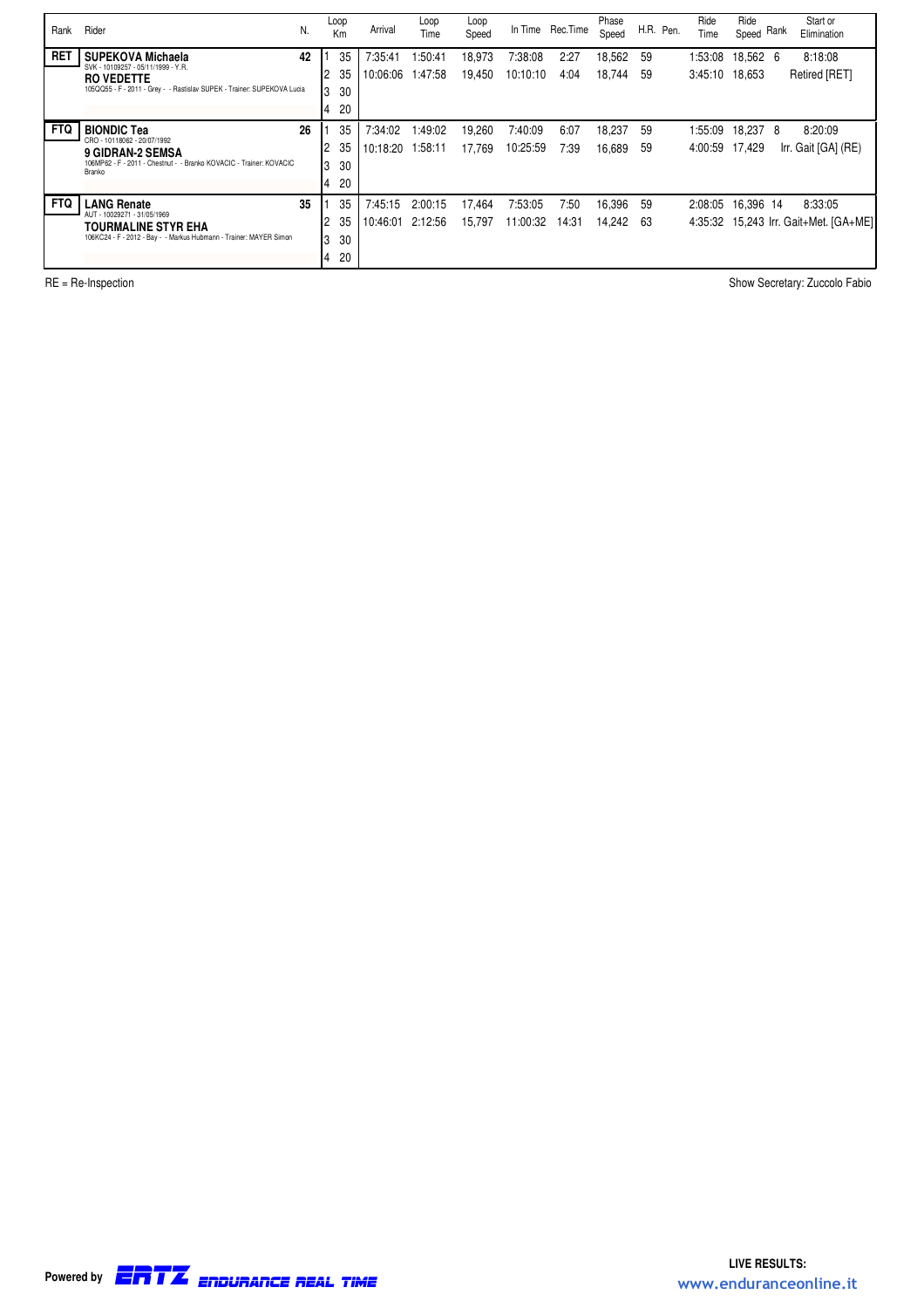| Rank | Rider | N. | Loop | Km | Arrival | Loop Time | Loop Speed | In Time | Rec.Time | Phase Speed | H.R. | Pen. | Ride Time | Ride Speed | Rank | Start or Elimination |
|---|---|---|---|---|---|---|---|---|---|---|---|---|---|---|---|---|
| RET | **SUPEKOVA Michaela** SVK - 10109257 - 05/11/1999 - Y.R. **RO VEDETTE** 105QQ55 - F - 2011 - Grey - - Rastislav SUPEK - Trainer: SUPEKOVA Lucia | 42 | 1 | 35 | 7:35:41 | 1:50:41 | 18,973 | 7:38:08 | 2:27 | 18,562 | 59 | | 1:53:08 | 18,562 | 6 | 8:18:08 |
| | | | 2 | 35 | 10:06:06 | 1:47:58 | 19,450 | 10:10:10 | 4:04 | 18,744 | 59 | | 3:45:10 | 18,653 | | Retired [RET] |
| | | | 3 | 30 | | | | | | | | | | | | |
| | | | 4 | 20 | | | | | | | | | | | | |
| FTQ | **BIONDIC Tea** CRO - 10118062 - 20/07/1992 **9 GIDRAN-2 SEMSA** 106MP62 - F - 2011 - Chestnut - - Branko KOVACIC - Trainer: KOVACIC Branko | 26 | 1 | 35 | 7:34:02 | 1:49:02 | 19,260 | 7:40:09 | 6:07 | 18,237 | 59 | | 1:55:09 | 18,237 | 8 | 8:20:09 |
| | | | 2 | 35 | 10:18:20 | 1:58:11 | 17,769 | 10:25:59 | 7:39 | 16,689 | 59 | | 4:00:59 | 17,429 | | Irr. Gait [GA] (RE) |
| | | | 3 | 30 | | | | | | | | | | | | |
| | | | 4 | 20 | | | | | | | | | | | | |
| FTQ | **LANG Renate** AUT - 10029271 - 31/05/1969 **TOURMALINE STYR EHA** 106KC24 - F - 2012 - Bay - - Markus Hubmann - Trainer: MAYER Simon | 35 | 1 | 35 | 7:45:15 | 2:00:15 | 17,464 | 7:53:05 | 7:50 | 16,396 | 59 | | 2:08:05 | 16,396 | 14 | 8:33:05 |
| | | | 2 | 35 | 10:46:01 | 2:12:56 | 15,797 | 11:00:32 | 14:31 | 14,242 | 63 | | 4:35:32 | 15,243 | | Irr. Gait+Met. [GA+ME] |
| | | | 3 | 30 | | | | | | | | | | | | |
| | | | 4 | 20 | | | | | | | | | | | | |

RE = Re-Inspection

Show Secretary: Zuccolo Fabio

Powered by ERTZ ENDURANCE REAL TIME

LIVE RESULTS: www.enduranceonline.it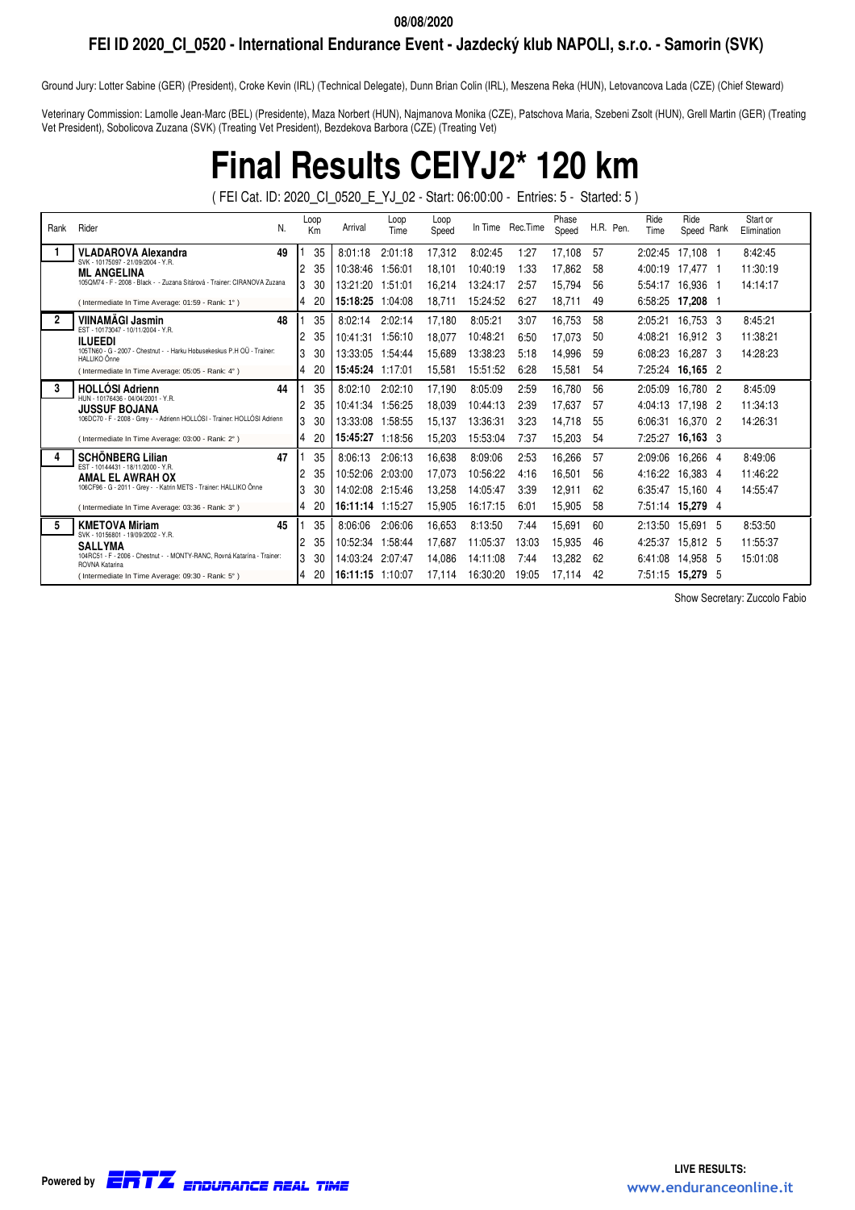08/08/2020

**FEI ID 2020_CI_0520 - International Endurance Event - Jazdecký klub NAPOLI, s.r.o. - Samorin (SVK)**

Ground Jury: Lotter Sabine (GER) (President), Croke Kevin (IRL) (Technical Delegate), Dunn Brian Colin (IRL), Meszena Reka (HUN), Letovancova Lada (CZE) (Chief Steward)

Veterinary Commission: Lamolle Jean-Marc (BEL) (Presidente), Maza Norbert (HUN), Najmanova Monika (CZE), Patschova Maria, Szebeni Zsolt (HUN), Grell Martin (GER) (Treating Vet President), Sobolicova Zuzana (SVK) (Treating Vet President), Bezdekova Barbora (CZE) (Treating Vet)

# Final Results CEIYJ2* 120 km

( FEI Cat. ID: 2020_CI_0520_E_YJ_02 - Start: 06:00:00 - Entries: 5 - Started: 5 )

| Rank | Rider | N. | Loop | Km | Arrival | Loop Time | Loop Speed | In Time | Rec.Time | Phase Speed | H.R. | Pen. | Ride Time | Ride Speed | Rank | Start or Elimination |
|---|---|---|---|---|---|---|---|---|---|---|---|---|---|---|---|---|
| 1 | **VLADAROVA Alexandra** SVK - 10175097 - 21/09/2004 - Y.R. | 49 | 1 | 35 | 8:01:18 | 2:01:18 | 17,312 | 8:02:45 | 1:27 | 17,108 | 57 | | 2:02:45 | 17,108 | 1 | 8:42:45 |
| | **ML ANGELINA** | | 2 | 35 | 10:38:46 | 1:56:01 | 18,101 | 10:40:19 | 1:33 | 17,862 | 58 | | 4:00:19 | 17,477 | 1 | 11:30:19 |
| | 105QM74 - F - 2008 - Black - - Zuzana Sitárová - Trainer: CIRANOVA Zuzana | | 3 | 30 | 13:21:20 | 1:51:01 | 16,214 | 13:24:17 | 2:57 | 15,794 | 56 | | 5:54:17 | 16,936 | 1 | 14:14:17 |
| | ( Intermediate In Time Average: 01:59 - Rank: 1° ) | | 4 | 20 | **15:18:25** | 1:04:08 | 18,711 | 15:24:52 | 6:27 | 18,711 | 49 | | 6:58:25 | **17,208** | 1 | |
| 2 | **VIINAMÄGI Jasmin** EST - 10173047 - 10/11/2004 - Y.R. | 48 | 1 | 35 | 8:02:14 | 2:02:14 | 17,180 | 8:05:21 | 3:07 | 16,753 | 58 | | 2:05:21 | 16,753 | 3 | 8:45:21 |
| | **ILUEEDI** | | 2 | 35 | 10:41:31 | 1:56:10 | 18,077 | 10:48:21 | 6:50 | 17,073 | 50 | | 4:08:21 | 16,912 | 3 | 11:38:21 |
| | 105TN60 - G - 2007 - Chestnut - - Harku Hobusekeskus P.H OÜ - Trainer: HALLIKO Önne | | 3 | 30 | 13:33:05 | 1:54:44 | 15,689 | 13:38:23 | 5:18 | 14,996 | 59 | | 6:08:23 | 16,287 | 3 | 14:28:23 |
| | ( Intermediate In Time Average: 05:05 - Rank: 4° ) | | 4 | 20 | **15:45:24** | 1:17:01 | 15,581 | 15:51:52 | 6:28 | 15,581 | 54 | | 7:25:24 | **16,165** | 2 | |
| 3 | **HOLLÓSI Adrienn** HUN - 10176436 - 04/04/2001 - Y.R. | 44 | 1 | 35 | 8:02:10 | 2:02:10 | 17,190 | 8:05:09 | 2:59 | 16,780 | 56 | | 2:05:09 | 16,780 | 2 | 8:45:09 |
| | **JUSSUF BOJANA** | | 2 | 35 | 10:41:34 | 1:56:25 | 18,039 | 10:44:13 | 2:39 | 17,637 | 57 | | 4:04:13 | 17,198 | 2 | 11:34:13 |
| | 106DC70 - F - 2008 - Grey - - Adrienn HOLLÓSI - Trainer: HOLLÓSI Adrienn | | 3 | 30 | 13:33:08 | 1:58:55 | 15,137 | 13:36:31 | 3:23 | 14,718 | 55 | | 6:06:31 | 16,370 | 2 | 14:26:31 |
| | ( Intermediate In Time Average: 03:00 - Rank: 2° ) | | 4 | 20 | **15:45:27** | 1:18:56 | 15,203 | 15:53:04 | 7:37 | 15,203 | 54 | | 7:25:27 | **16,163** | 3 | |
| 4 | **SCHÖNBERG Lilian** EST - 10144431 - 18/11/2000 - Y.R. | 47 | 1 | 35 | 8:06:13 | 2:06:13 | 16,638 | 8:09:06 | 2:53 | 16,266 | 57 | | 2:09:06 | 16,266 | 4 | 8:49:06 |
| | **AMAL EL AWRAH OX** | | 2 | 35 | 10:52:06 | 2:03:00 | 17,073 | 10:56:22 | 4:16 | 16,501 | 56 | | 4:16:22 | 16,383 | 4 | 11:46:22 |
| | 106CF96 - G - 2011 - Grey - - Katrin METS - Trainer: HALLIKO Önne | | 3 | 30 | 14:02:08 | 2:15:46 | 13,258 | 14:05:47 | 3:39 | 12,911 | 62 | | 6:35:47 | 15,160 | 4 | 14:55:47 |
| | ( Intermediate In Time Average: 03:36 - Rank: 3° ) | | 4 | 20 | **16:11:14** | 1:15:27 | 15,905 | 16:17:15 | 6:01 | 15,905 | 58 | | 7:51:14 | **15,279** | 4 | |
| 5 | **KMETOVA Miriam** SVK - 10156801 - 19/09/2002 - Y.R. | 45 | 1 | 35 | 8:06:06 | 2:06:06 | 16,653 | 8:13:50 | 7:44 | 15,691 | 60 | | 2:13:50 | 15,691 | 5 | 8:53:50 |
| | **SALLYMA** | | 2 | 35 | 10:52:34 | 1:58:44 | 17,687 | 11:05:37 | 13:03 | 15,935 | 46 | | 4:25:37 | 15,812 | 5 | 11:55:37 |
| | 104RC51 - F - 2006 - Chestnut - - MONTY-RANC, Rovná Katarína - Trainer: ROVNA Katarina | | 3 | 30 | 14:03:24 | 2:07:47 | 14,086 | 14:11:08 | 7:44 | 13,282 | 62 | | 6:41:08 | 14,958 | 5 | 15:01:08 |
| | ( Intermediate In Time Average: 09:30 - Rank: 5° ) | | 4 | 20 | **16:11:15** | 1:10:07 | 17,114 | 16:30:20 | 19:05 | 17,114 | 42 | | 7:51:15 | **15,279** | 5 | |

Show Secretary: Zuccolo Fabio

Powered by ERTZ ENDURANCE REAL TIME

LIVE RESULTS: www.enduranceonline.it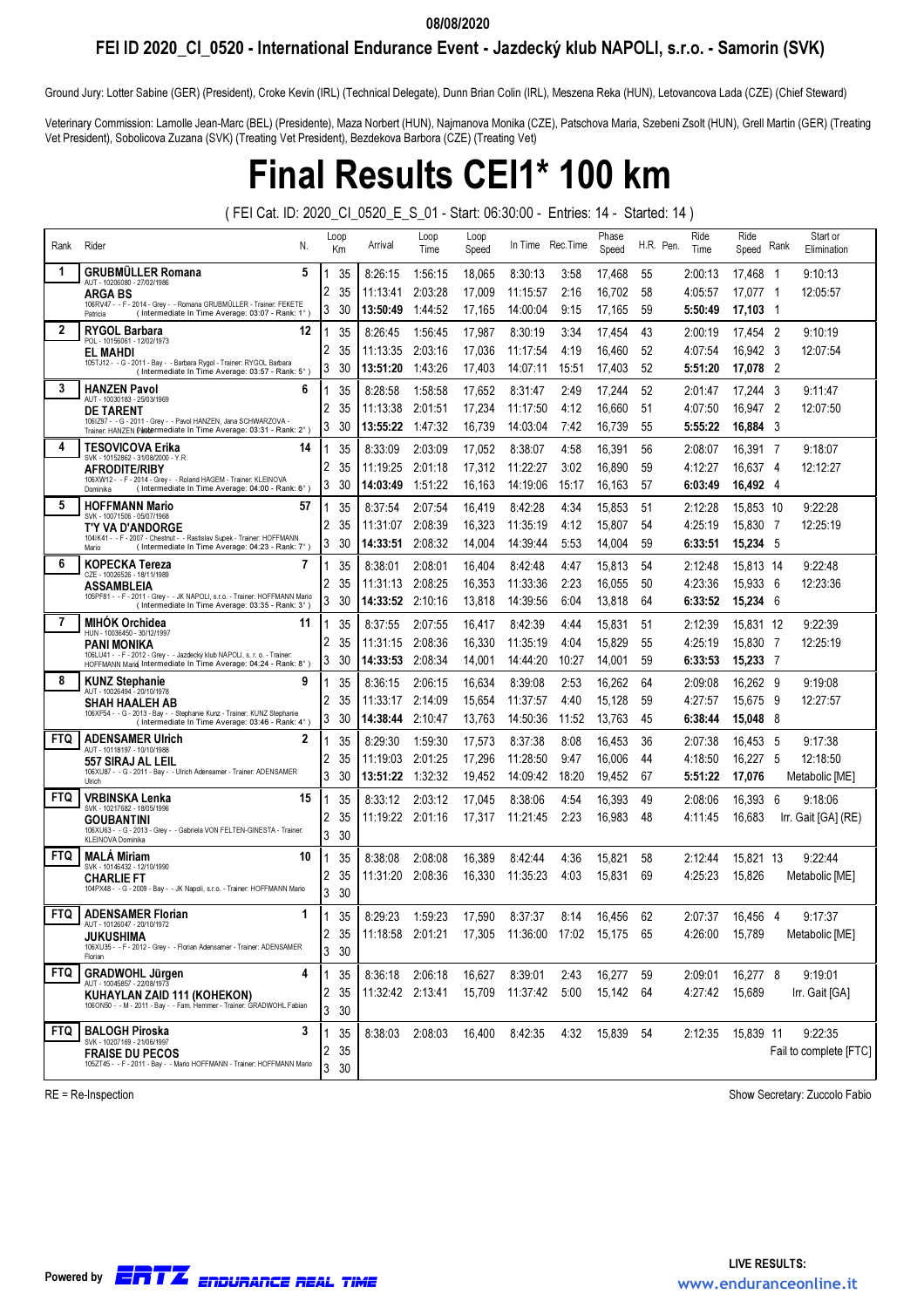08/08/2020

## FEI ID 2020_CI_0520 - International Endurance Event - Jazdecký klub NAPOLI, s.r.o. - Samorin (SVK)

Ground Jury: Lotter Sabine (GER) (President), Croke Kevin (IRL) (Technical Delegate), Dunn Brian Colin (IRL), Meszena Reka (HUN), Letovancova Lada (CZE) (Chief Steward)

Veterinary Commission: Lamolle Jean-Marc (BEL) (Presidente), Maza Norbert (HUN), Najmanova Monika (CZE), Patschova Maria, Szebeni Zsolt (HUN), Grell Martin (GER) (Treating Vet President), Sobolicova Zuzana (SVK) (Treating Vet President), Bezdekova Barbora (CZE) (Treating Vet)

# Final Results CEI1* 100 km

( FEI Cat. ID: 2020_CI_0520_E_S_01 - Start: 06:30:00 - Entries: 14 - Started: 14 )

| Rank | Rider | N. | Loop | Km | Arrival | Loop Time | Loop Speed | In Time | Rec.Time | Phase Speed | H.R. | Pen. | Ride Time | Ride Speed | Rank | Start or Elimination |
|---|---|---|---|---|---|---|---|---|---|---|---|---|---|---|---|---|
| 1 | **GRUBMÜLLER Romana** AUT - 10205080 - 27/02/1986 **ARGA BS** 106RV47 - - F - 2014 - Grey - - Romana GRUBMÜLLER - Trainer: FEKETE Patricia ( Intermediate In Time Average: 03:07 - Rank: 1° ) | 5 | 1 | 35 | 8:26:15 | 1:56:15 | 18,065 | 8:30:13 | 3:58 | 17,468 | 55 | | 2:00:13 | 17,468 | 1 | 9:10:13 |
| | | | 2 | 35 | 11:13:41 | 2:03:28 | 17,009 | 11:15:57 | 2:16 | 16,702 | 58 | | 4:05:57 | 17,077 | 1 | 12:05:57 |
| | | | 3 | 30 | **13:50:49** | 1:44:52 | 17,165 | 14:00:04 | 9:15 | 17,165 | 59 | | **5:50:49** | **17,103** | 1 | |
| 2 | **RYGOL Barbara** POL - 10156061 - 12/02/1973 **EL MAHDI** 105TJ12 - - G - 2011 - Bay - - Barbara Rygol - Trainer: RYGOL Barbara ( Intermediate In Time Average: 03:57 - Rank: 5° ) | 12 | 1 | 35 | 8:26:45 | 1:56:45 | 17,987 | 8:30:19 | 3:34 | 17,454 | 43 | | 2:00:19 | 17,454 | 2 | 9:10:19 |
| | | | 2 | 35 | 11:13:35 | 2:03:16 | 17,036 | 11:17:54 | 4:19 | 16,460 | 52 | | 4:07:54 | 16,942 | 3 | 12:07:54 |
| | | | 3 | 30 | **13:51:20** | 1:43:26 | 17,403 | 14:07:11 | 15:51 | 17,403 | 52 | | **5:51:20** | **17,078** | 2 | |
| 3 | **HANZEN Pavol** AUT - 10030183 - 25/03/1969 **DE TARENT** 106IZ97 - - G - 2011 - Grey - - Pavol HANZEN, Jana SCHWARZOVA - Trainer: HANZEN Pavol ( Intermediate In Time Average: 03:31 - Rank: 2° ) | 6 | 1 | 35 | 8:28:58 | 1:58:58 | 17,652 | 8:31:47 | 2:49 | 17,244 | 52 | | 2:01:47 | 17,244 | 3 | 9:11:47 |
| | | | 2 | 35 | 11:13:38 | 2:01:51 | 17,234 | 11:17:50 | 4:12 | 16,660 | 51 | | 4:07:50 | 16,947 | 2 | 12:07:50 |
| | | | 3 | 30 | **13:55:22** | 1:47:32 | 16,739 | 14:03:04 | 7:42 | 16,739 | 55 | | **5:55:22** | **16,884** | 3 | |
| 4 | **TESOVICOVA Erika** SVK - 10152862 - 31/08/2000 - Y.R. **AFRODITE/RIBY** 106XW12 - - F - 2014 - Grey - - Roland HAGEM - Trainer: KLEINOVA Dominika ( Intermediate In Time Average: 04:00 - Rank: 6° ) | 14 | 1 | 35 | 8:33:09 | 2:03:09 | 17,052 | 8:38:07 | 4:58 | 16,391 | 56 | | 2:08:07 | 16,391 | 7 | 9:18:07 |
| | | | 2 | 35 | 11:19:25 | 2:01:18 | 17,312 | 11:22:27 | 3:02 | 16,890 | 59 | | 4:12:27 | 16,637 | 4 | 12:12:27 |
| | | | 3 | 30 | **14:03:49** | 1:51:22 | 16,163 | 14:19:06 | 15:17 | 16,163 | 57 | | **6:03:49** | **16,492** | 4 | |
| 5 | **HOFFMANN Mario** SVK - 10071506 - 05/07/1968 **T'Y VA D'ANDORGE** 104IK41 - - F - 2007 - Chestnut - - Rastislav Supek - Trainer: HOFFMANN Mario ( Intermediate In Time Average: 04:23 - Rank: 7° ) | 57 | 1 | 35 | 8:37:54 | 2:07:54 | 16,419 | 8:42:28 | 4:34 | 15,853 | 51 | | 2:12:28 | 15,853 | 10 | 9:22:28 |
| | | | 2 | 35 | 11:31:07 | 2:08:39 | 16,323 | 11:35:19 | 4:12 | 15,807 | 54 | | 4:25:19 | 15,830 | 7 | 12:25:19 |
| | | | 3 | 30 | **14:33:51** | 2:08:32 | 14,004 | 14:39:44 | 5:53 | 14,004 | 59 | | **6:33:51** | **15,234** | 5 | |
| 6 | **KOPECKA Tereza** CZE - 10026526 - 18/11/1989 **ASSAMBLEIA** 105PF81 - - F - 2011 - Grey - - JK NAPOLI, s.r.o. - Trainer: HOFFMANN Mario ( Intermediate In Time Average: 03:35 - Rank: 3° ) | 7 | 1 | 35 | 8:38:01 | 2:08:01 | 16,404 | 8:42:48 | 4:47 | 15,813 | 54 | | 2:12:48 | 15,813 | 14 | 9:22:48 |
| | | | 2 | 35 | 11:31:13 | 2:08:25 | 16,353 | 11:33:36 | 2:23 | 16,055 | 50 | | 4:23:36 | 15,933 | 6 | 12:23:36 |
| | | | 3 | 30 | **14:33:52** | 2:10:16 | 13,818 | 14:39:56 | 6:04 | 13,818 | 64 | | **6:33:52** | **15,234** | 6 | |
| 7 | **MIHÓK Orchidea** HUN - 10036450 - 30/12/1997 **PANI MONIKA** 106LU41 - - F - 2012 - Grey - - Jazdecký klub NAPOLI, s. r. o. - Trainer: HOFFMANN Mario ( Intermediate In Time Average: 04:24 - Rank: 8° ) | 11 | 1 | 35 | 8:37:55 | 2:07:55 | 16,417 | 8:42:39 | 4:44 | 15,831 | 51 | | 2:12:39 | 15,831 | 12 | 9:22:39 |
| | | | 2 | 35 | 11:31:15 | 2:08:36 | 16,330 | 11:35:19 | 4:04 | 15,829 | 55 | | 4:25:19 | 15,830 | 7 | 12:25:19 |
| | | | 3 | 30 | **14:33:53** | 2:08:34 | 14,001 | 14:44:20 | 10:27 | 14,001 | 59 | | **6:33:53** | **15,233** | 7 | |
| 8 | **KUNZ Stephanie** AUT - 10026494 - 20/10/1978 **SHAH HAALEH AB** 106XF54 - - G - 2013 - Bay - - Stephanie Kunz - Trainer: KUNZ Stephanie ( Intermediate In Time Average: 03:46 - Rank: 4° ) | 9 | 1 | 35 | 8:36:15 | 2:06:15 | 16,634 | 8:39:08 | 2:53 | 16,262 | 64 | | 2:09:08 | 16,262 | 9 | 9:19:08 |
| | | | 2 | 35 | 11:33:17 | 2:14:09 | 15,654 | 11:37:57 | 4:40 | 15,128 | 59 | | 4:27:57 | 15,675 | 9 | 12:27:57 |
| | | | 3 | 30 | **14:38:44** | 2:10:47 | 13,763 | 14:50:36 | 11:52 | 13,763 | 45 | | **6:38:44** | **15,048** | 8 | |
| FTQ | **ADENSAMER Ulrich** AUT - 10118197 - 10/10/1988 **557 SIRAJ AL LEIL** 106XU87 - - G - 2011 - Bay - - Ulrich Adensamer - Trainer: ADENSAMER Ulrich | 2 | 1 | 35 | 8:29:30 | 1:59:30 | 17,573 | 8:37:38 | 8:08 | 16,453 | 36 | | 2:07:38 | 16,453 | 5 | 9:17:38 |
| | | | 2 | 35 | 11:19:03 | 2:01:25 | 17,296 | 11:28:50 | 9:47 | 16,006 | 44 | | 4:18:50 | 16,227 | 5 | 12:18:50 |
| | | | 3 | 30 | 13:51:22 | 1:32:32 | 19,452 | 14:09:42 | 18:20 | 19,452 | 67 | | 5:51:22 | 17,076 | | Metabolic [ME] |
| FTQ | **VRBINSKA Lenka** SVK - 10217682 - 18/05/1996 **GOUBANTINI** 106XU63 - - G - 2013 - Grey - - Gabriela VON FELTEN-GINESTA - Trainer: KLEINOVA Dominika | 15 | 1 | 35 | 8:33:12 | 2:03:12 | 17,045 | 8:38:06 | 4:54 | 16,393 | 49 | | 2:08:06 | 16,393 | 6 | 9:18:06 |
| | | | 2 | 35 | 11:19:22 | 2:01:16 | 17,317 | 11:21:45 | 2:23 | 16,983 | 48 | | 4:11:45 | 16,683 | | Irr. Gait [GA] (RE) |
| | | | 3 | 30 | | | | | | | | | | | | |
| FTQ | **MALÁ Miriam** SVK - 10146432 - 12/10/1990 **CHARLIE FT** 104PX48 - - G - 2009 - Bay - - JK Napoli, s.r.o. - Trainer: HOFFMANN Mario | 10 | 1 | 35 | 8:38:08 | 2:08:08 | 16,389 | 8:42:44 | 4:36 | 15,821 | 58 | | 2:12:44 | 15,821 | 13 | 9:22:44 |
| | | | 2 | 35 | 11:31:20 | 2:08:36 | 16,330 | 11:35:23 | 4:03 | 15,831 | 69 | | 4:25:23 | 15,826 | | Metabolic [ME] |
| | | | 3 | 30 | | | | | | | | | | | | |
| FTQ | **ADENSAMER Florian** AUT - 10126047 - 20/10/1972 **JUKUSHIMA** 106XU35 - - F - 2012 - Grey - - Florian Adensamer - Trainer: ADENSAMER Florian | 1 | 1 | 35 | 8:29:23 | 1:59:23 | 17,590 | 8:37:37 | 8:14 | 16,456 | 62 | | 2:07:37 | 16,456 | 4 | 9:17:37 |
| | | | 2 | 35 | 11:18:58 | 2:01:21 | 17,305 | 11:36:00 | 17:02 | 15,175 | 65 | | 4:26:00 | 15,789 | | Metabolic [ME] |
| | | | 3 | 30 | | | | | | | | | | | | |
| FTQ | **GRADWOHL Jürgen** AUT - 10045857 - 22/08/1973 **KUHAYLAN ZAID 111 (KOHEKON)** 106ON50 - - M - 2011 - Bay - - Fam. Hemmer - Trainer: GRADWOHL Fabian | 4 | 1 | 35 | 8:36:18 | 2:06:18 | 16,627 | 8:39:01 | 2:43 | 16,277 | 59 | | 2:09:01 | 16,277 | 8 | 9:19:01 |
| | | | 2 | 35 | 11:32:42 | 2:13:41 | 15,709 | 11:37:42 | 5:00 | 15,142 | 64 | | 4:27:42 | 15,689 | | Irr. Gait [GA] |
| | | | 3 | 30 | | | | | | | | | | | | |
| FTQ | **BALOGH Piroska** SVK - 10207169 - 21/06/1997 **FRAISE DU PECOS** 105ZT45 - - F - 2011 - Bay - - Mario HOFFMANN - Trainer: HOFFMANN Mario | 3 | 1 | 35 | 8:38:03 | 2:08:03 | 16,400 | 8:42:35 | 4:32 | 15,839 | 54 | | 2:12:35 | 15,839 | 11 | 9:22:35 |
| | | | 2 | 35 | | | | | | | | | | | | Fail to complete [FTC] |
| | | | 3 | 30 | | | | | | | | | | | | |

RE = Re-Inspection

Show Secretary: Zuccolo Fabio

Powered by ENDURANCE REAL TIME

LIVE RESULTS: www.enduranceonline.it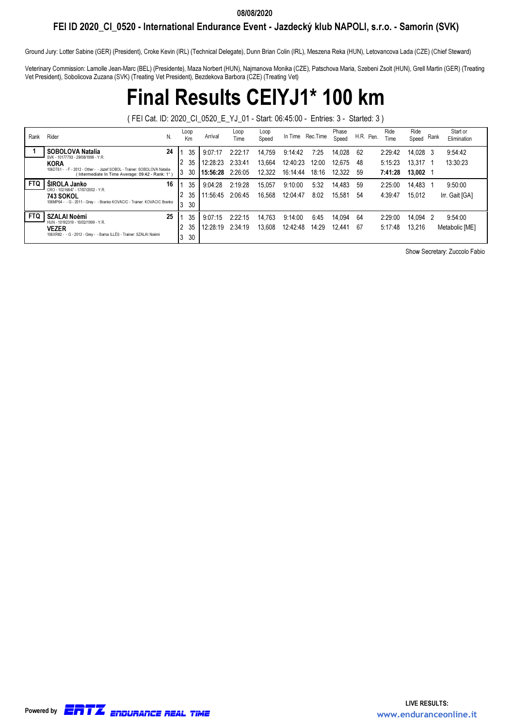08/08/2020

## FEI ID 2020_CI_0520 - International Endurance Event - Jazdecký klub NAPOLI, s.r.o. - Samorin (SVK)

Ground Jury: Lotter Sabine (GER) (President), Croke Kevin (IRL) (Technical Delegate), Dunn Brian Colin (IRL), Meszena Reka (HUN), Letovancova Lada (CZE) (Chief Steward)

Veterinary Commission: Lamolle Jean-Marc (BEL) (Presidente), Maza Norbert (HUN), Najmanova Monika (CZE), Patschova Maria, Szebeni Zsolt (HUN), Grell Martin (GER) (Treating Vet President), Sobolicova Zuzana (SVK) (Treating Vet President), Bezdekova Barbora (CZE) (Treating Vet)

# Final Results CEIYJ1* 100 km

( FEI Cat. ID: 2020_CI_0520_E_YJ_01 - Start: 06:45:00 - Entries: 3 - Started: 3 )

| Rank | Rider | N. | Loop | Km | Arrival | Loop Time | Loop Speed | In Time | Rec.Time | Phase Speed | H.R. | Pen. | Ride Time | Ride Speed | Rank | Start or Elimination |
|---|---|---|---|---|---|---|---|---|---|---|---|---|---|---|---|---|
| 1 | **SOBOLOVA Natalia** SVK - 10177793 - 29/08/1999 - Y.R. **KORA** 106DT61 - - F - 2012 - Other - - Jozef SOBOL - Trainer: SOBOLOVA Natalia (Intermediate In Time Average: 09:42 - Rank: 1°) | 24 | 1 | 35 | 9:07:17 | 2:22:17 | 14,759 | 9:14:42 | 7:25 | 14,028 | 62 | | 2:29:42 | 14,028 | 3 | 9:54:42 |
| | | | 2 | 35 | 12:28:23 | 2:33:41 | 13,664 | 12:40:23 | 12:00 | 12,675 | 48 | | 5:15:23 | 13,317 | 1 | 13:30:23 |
| | | | 3 | 30 | **15:56:28** | 2:26:05 | 12,322 | 16:14:44 | 18:16 | 12,322 | 59 | | **7:41:28** | **13,002** | 1 | |
| FTQ | **ŠIROLA Janko** CRO - 10216847 - 17/07/2002 - Y.R. **743 SOKOL** 106MP64 - - G - 2011 - Grey - - Branko KOVACIC - Trainer: KOVACIC Branko | 16 | 1 | 35 | 9:04:28 | 2:19:28 | 15,057 | 9:10:00 | 5:32 | 14,483 | 59 | | 2:25:00 | 14,483 | 1 | 9:50:00 |
| | | | 2 | 35 | 11:56:45 | 2:06:45 | 16,568 | 12:04:47 | 8:02 | 15,581 | 54 | | 4:39:47 | 15,012 | | Irr. Gait [GA] |
| | | | 3 | 30 | | | | | | | | | | | | |
| FTQ | **SZALAI Noémi** HUN - 10192319 - 10/02/1999 - Y.R. **VEZER** 106XR82 - - G - 2012 - Grey - - Barna ILLÉS - Trainer: SZALAI Noémi | 25 | 1 | 35 | 9:07:15 | 2:22:15 | 14,763 | 9:14:00 | 6:45 | 14,094 | 64 | | 2:29:00 | 14,094 | 2 | 9:54:00 |
| | | | 2 | 35 | 12:28:19 | 2:34:19 | 13,608 | 12:42:48 | 14:29 | 12,441 | 67 | | 5:17:48 | 13,216 | | Metabolic [ME] |
| | | | 3 | 30 | | | | | | | | | | | | |

Show Secretary: Zuccolo Fabio

Powered by ERTZ ENDURANCE REAL TIME

LIVE RESULTS: www.enduranceonline.it